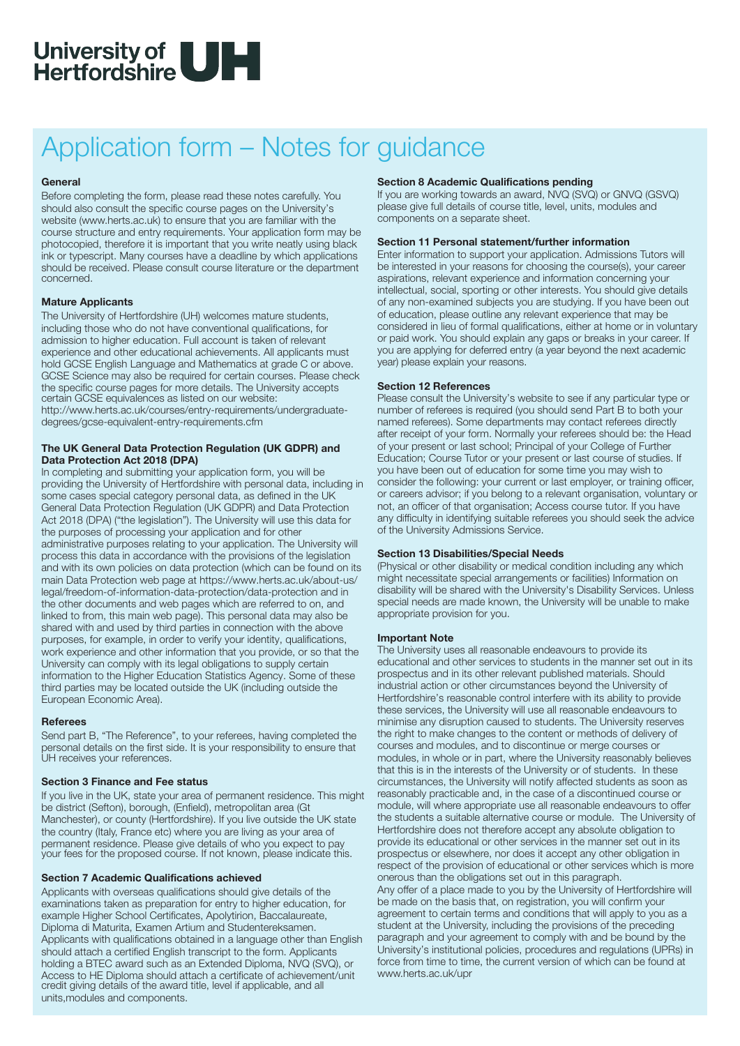University of Hertfordshire UH

# Application form – Notes for guidance

### General

Before completing the form, please read these notes carefully. You should also consult the specific course pages on the University's website (www.herts.ac.uk) to ensure that you are familiar with the course structure and entry requirements. Your application form may be photocopied, therefore it is important that you write neatly using black ink or typescript. Many courses have a deadline by which applications should be received. Please consult course literature or the department concerned.

### Mature Applicants

The University of Hertfordshire (UH) welcomes mature students, including those who do not have conventional qualifications, for admission to higher education. Full account is taken of relevant experience and other educational achievements. All applicants must hold GCSE English Language and Mathematics at grade C or above. GCSE Science may also be required for certain courses. Please check the specific course pages for more details. The University accepts certain GCSE equivalences as listed on our website: http://www.herts.ac.uk/courses/entry-requirements/undergraduate-degrees/gcse-equivalent-entry-requirements.cfm

### The UK General Data Protection Regulation (UK GDPR) and Data Protection Act 2018 (DPA)

In completing and submitting your application form, you will be providing the University of Hertfordshire with personal data, including in some cases special category personal data, as defined in the UK General Data Protection Regulation (UK GDPR) and Data Protection Act 2018 (DPA) ("the legislation"). The University will use this data for the purposes of processing your application and for other administrative purposes relating to your application. The University will process this data in accordance with the provisions of the legislation and with its own policies on data protection (which can be found on its main Data Protection web page at https://www.herts.ac.uk/about-us/legal/freedom-of-information-data-protection/data-protection and in the other documents and web pages which are referred to on, and linked to from, this main web page). This personal data may also be shared with and used by third parties in connection with the above purposes, for example, in order to verify your identity, qualifications, work experience and other information that you provide, or so that the University can comply with its legal obligations to supply certain information to the Higher Education Statistics Agency. Some of these third parties may be located outside the UK (including outside the European Economic Area).

### Referees

Send part B, "The Reference", to your referees, having completed the personal details on the first side. It is your responsibility to ensure that UH receives your references.

### Section 3 Finance and Fee status

If you live in the UK, state your area of permanent residence. This might be district (Sefton), borough, (Enfield), metropolitan area (Gt Manchester), or county (Hertfordshire). If you live outside the UK state the country (Italy, France etc) where you are living as your area of permanent residence. Please give details of who you expect to pay your fees for the proposed course. If not known, please indicate this.

### Section 7 Academic Qualifications achieved

Applicants with overseas qualifications should give details of the examinations taken as preparation for entry to higher education, for example Higher School Certificates, Apolytirion, Baccalaureate, Diploma di Maturita, Examen Artium and Studentereksamen. Applicants with qualifications obtained in a language other than English should attach a certified English transcript to the form. Applicants holding a BTEC award such as an Extended Diploma, NVQ (SVQ), or Access to HE Diploma should attach a certificate of achievement/unit credit giving details of the award title, level if applicable, and all units,modules and components.

### Section 8 Academic Qualifications pending

If you are working towards an award, NVQ (SVQ) or GNVQ (GSVQ) please give full details of course title, level, units, modules and components on a separate sheet.

### Section 11 Personal statement/further information

Enter information to support your application. Admissions Tutors will be interested in your reasons for choosing the course(s), your career aspirations, relevant experience and information concerning your intellectual, social, sporting or other interests. You should give details of any non-examined subjects you are studying. If you have been out of education, please outline any relevant experience that may be considered in lieu of formal qualifications, either at home or in voluntary or paid work. You should explain any gaps or breaks in your career. If you are applying for deferred entry (a year beyond the next academic year) please explain your reasons.

### Section 12 References

Please consult the University's website to see if any particular type or number of referees is required (you should send Part B to both your named referees). Some departments may contact referees directly after receipt of your form. Normally your referees should be: the Head of your present or last school; Principal of your College of Further Education; Course Tutor or your present or last course of studies. If you have been out of education for some time you may wish to consider the following: your current or last employer, or training officer, or careers advisor; if you belong to a relevant organisation, voluntary or not, an officer of that organisation; Access course tutor. If you have any difficulty in identifying suitable referees you should seek the advice of the University Admissions Service.

### Section 13 Disabilities/Special Needs

(Physical or other disability or medical condition including any which might necessitate special arrangements or facilities) Information on disability will be shared with the University's Disability Services. Unless special needs are made known, the University will be unable to make appropriate provision for you.

### Important Note

The University uses all reasonable endeavours to provide its educational and other services to students in the manner set out in its prospectus and in its other relevant published materials. Should industrial action or other circumstances beyond the University of Hertfordshire's reasonable control interfere with its ability to provide these services, the University will use all reasonable endeavours to minimise any disruption caused to students. The University reserves the right to make changes to the content or methods of delivery of courses and modules, and to discontinue or merge courses or modules, in whole or in part, where the University reasonably believes that this is in the interests of the University or of students. In these circumstances, the University will notify affected students as soon as reasonably practicable and, in the case of a discontinued course or module, will where appropriate use all reasonable endeavours to offer the students a suitable alternative course or module. The University of Hertfordshire does not therefore accept any absolute obligation to provide its educational or other services in the manner set out in its prospectus or elsewhere, nor does it accept any other obligation in respect of the provision of educational or other services which is more onerous than the obligations set out in this paragraph.

Any offer of a place made to you by the University of Hertfordshire will be made on the basis that, on registration, you will confirm your agreement to certain terms and conditions that will apply to you as a student at the University, including the provisions of the preceding paragraph and your agreement to comply with and be bound by the University's institutional policies, procedures and regulations (UPRs) in force from time to time, the current version of which can be found at www.herts.ac.uk/upr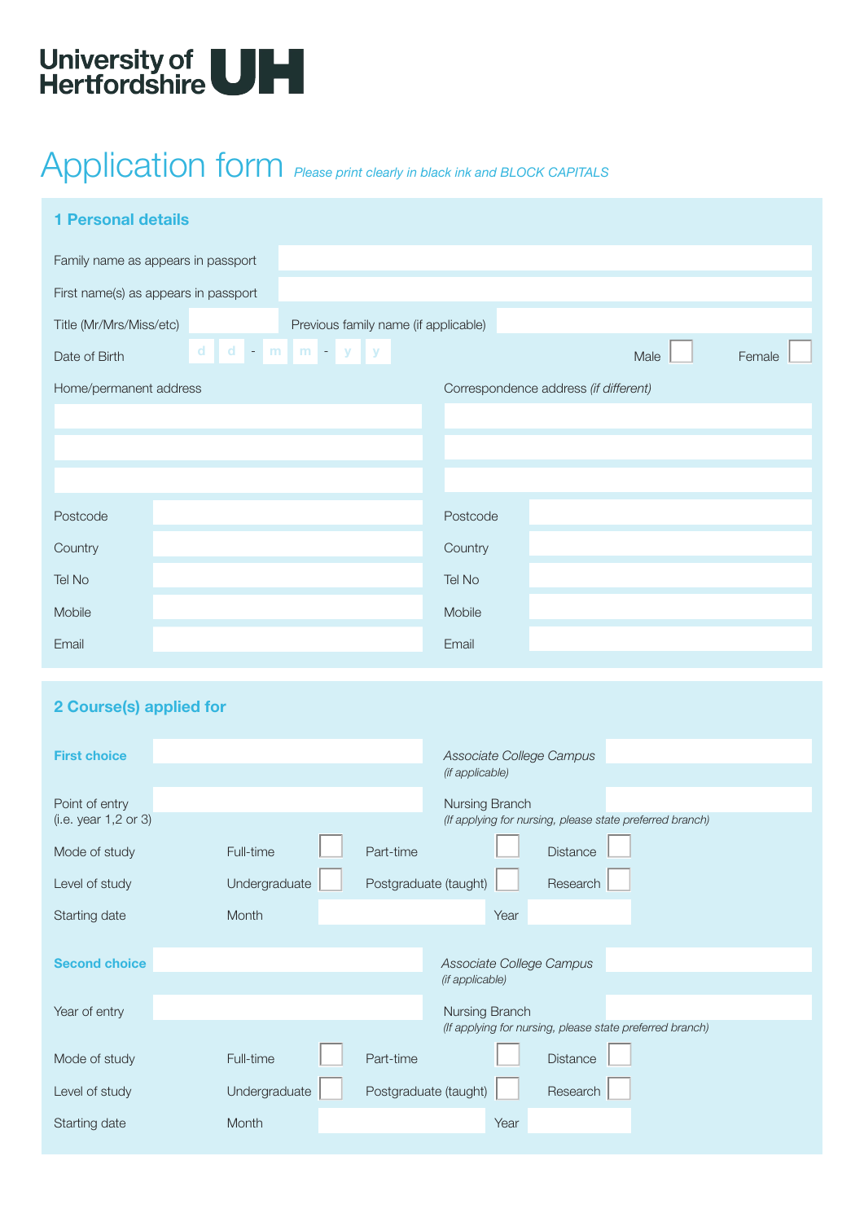University of Hertfordshire UH

# Application form

*Please print clearly in black ink and BLOCK CAPITALS*

## 1 Personal details

Family name as appears in passport

First name(s) as appears in passport

Title (Mr/Mrs/Miss/etc) Previous family name (if applicable)

Date of Birth d d - m m - y y Male ☐ Female ☐

| Home/permanent address | | Correspondence address *(if different)* | |
|---|---|---|---|
| | | | |
| | | | |
| | | | |
| Postcode | | Postcode | |
| Country | | Country | |
| Tel No | | Tel No | |
| Mobile | | Mobile | |
| Email | | Email | |

## 2 Course(s) applied for

**First choice** *Associate College Campus (if applicable)*

Point of entry (i.e. year 1,2 or 3) Nursing Branch *(If applying for nursing, please state preferred branch)*

Mode of study Full-time ☐ Part-time ☐ Distance ☐

Level of study Undergraduate ☐ Postgraduate (taught) ☐ Research ☐

Starting date Month Year

**Second choice** *Associate College Campus (if applicable)*

Year of entry Nursing Branch *(If applying for nursing, please state preferred branch)*

Mode of study Full-time ☐ Part-time ☐ Distance ☐

Level of study Undergraduate ☐ Postgraduate (taught) ☐ Research ☐

Starting date Month Year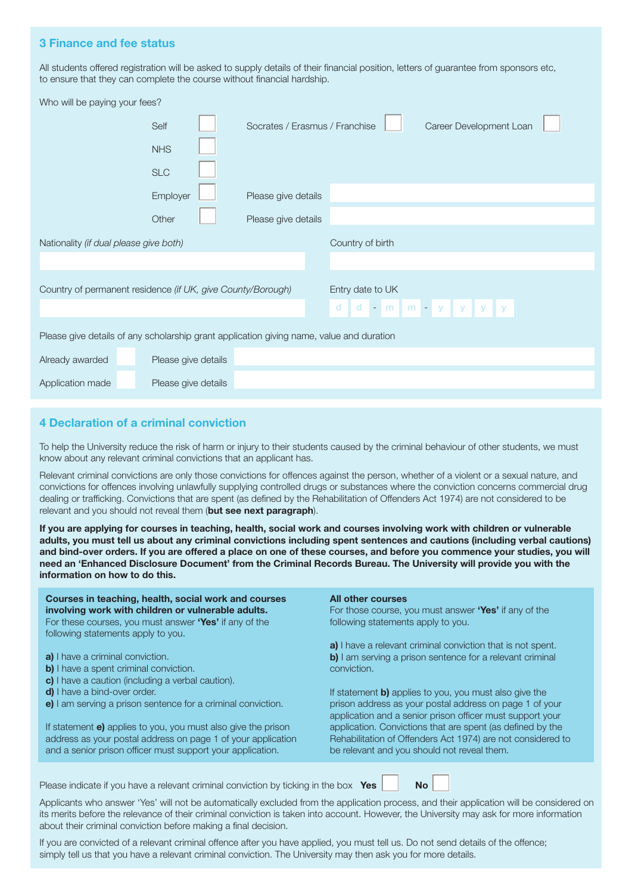## 3 Finance and fee status

All students offered registration will be asked to supply details of their financial position, letters of guarantee from sponsors etc, to ensure that they can complete the course without financial hardship.

Who will be paying your fees?

| | | | | | |
|---|---|---|---|---|---|
| Self | ☐ | Socrates / Erasmus / Franchise | ☐ | Career Development Loan | ☐ |
| NHS | ☐ | | | | |
| SLC | ☐ | | | | |
| Employer | ☐ | Please give details | | | |
| Other | ☐ | Please give details | | | |

Nationality *(if dual please give both)*

Country of birth

Country of permanent residence *(if UK, give County/Borough)*

Entry date to UK

d d - m m - y y y y

Please give details of any scholarship grant application giving name, value and duration

| | | | |
|---|---|---|---|
| Already awarded | ☐ | Please give details | |
| Application made | ☐ | Please give details | |

## 4 Declaration of a criminal conviction

To help the University reduce the risk of harm or injury to their students caused by the criminal behaviour of other students, we must know about any relevant criminal convictions that an applicant has.

Relevant criminal convictions are only those convictions for offences against the person, whether of a violent or a sexual nature, and convictions for offences involving unlawfully supplying controlled drugs or substances where the conviction concerns commercial drug dealing or trafficking. Convictions that are spent (as defined by the Rehabilitation of Offenders Act 1974) are not considered to be relevant and you should not reveal them (**but see next paragraph**).

**If you are applying for courses in teaching, health, social work and courses involving work with children or vulnerable adults, you must tell us about any criminal convictions including spent sentences and cautions (including verbal cautions) and bind-over orders. If you are offered a place on one of these courses, and before you commence your studies, you will need an 'Enhanced Disclosure Document' from the Criminal Records Bureau. The University will provide you with the information on how to do this.**

**Courses in teaching, health, social work and courses involving work with children or vulnerable adults.**
For these courses, you must answer **'Yes'** if any of the following statements apply to you.

**a)** I have a criminal conviction.
**b)** I have a spent criminal conviction.
**c)** I have a caution (including a verbal caution).
**d)** I have a bind-over order.
**e)** I am serving a prison sentence for a criminal conviction.

If statement **e)** applies to you, you must also give the prison address as your postal address on page 1 of your application and a senior prison officer must support your application.

**All other courses**
For those course, you must answer **'Yes'** if any of the following statements apply to you.

**a)** I have a relevant criminal conviction that is not spent.
**b)** I am serving a prison sentence for a relevant criminal conviction.

If statement **b)** applies to you, you must also give the prison address as your postal address on page 1 of your application and a senior prison officer must support your application. Convictions that are spent (as defined by the Rehabilitation of Offenders Act 1974) are not considered to be relevant and you should not reveal them.

Please indicate if you have a relevant criminal conviction by ticking in the box **Yes** ☐ **No** ☐

Applicants who answer 'Yes' will not be automatically excluded from the application process, and their application will be considered on its merits before the relevance of their criminal conviction is taken into account. However, the University may ask for more information about their criminal conviction before making a final decision.

If you are convicted of a relevant criminal offence after you have applied, you must tell us. Do not send details of the offence; simply tell us that you have a relevant criminal conviction. The University may then ask you for more details.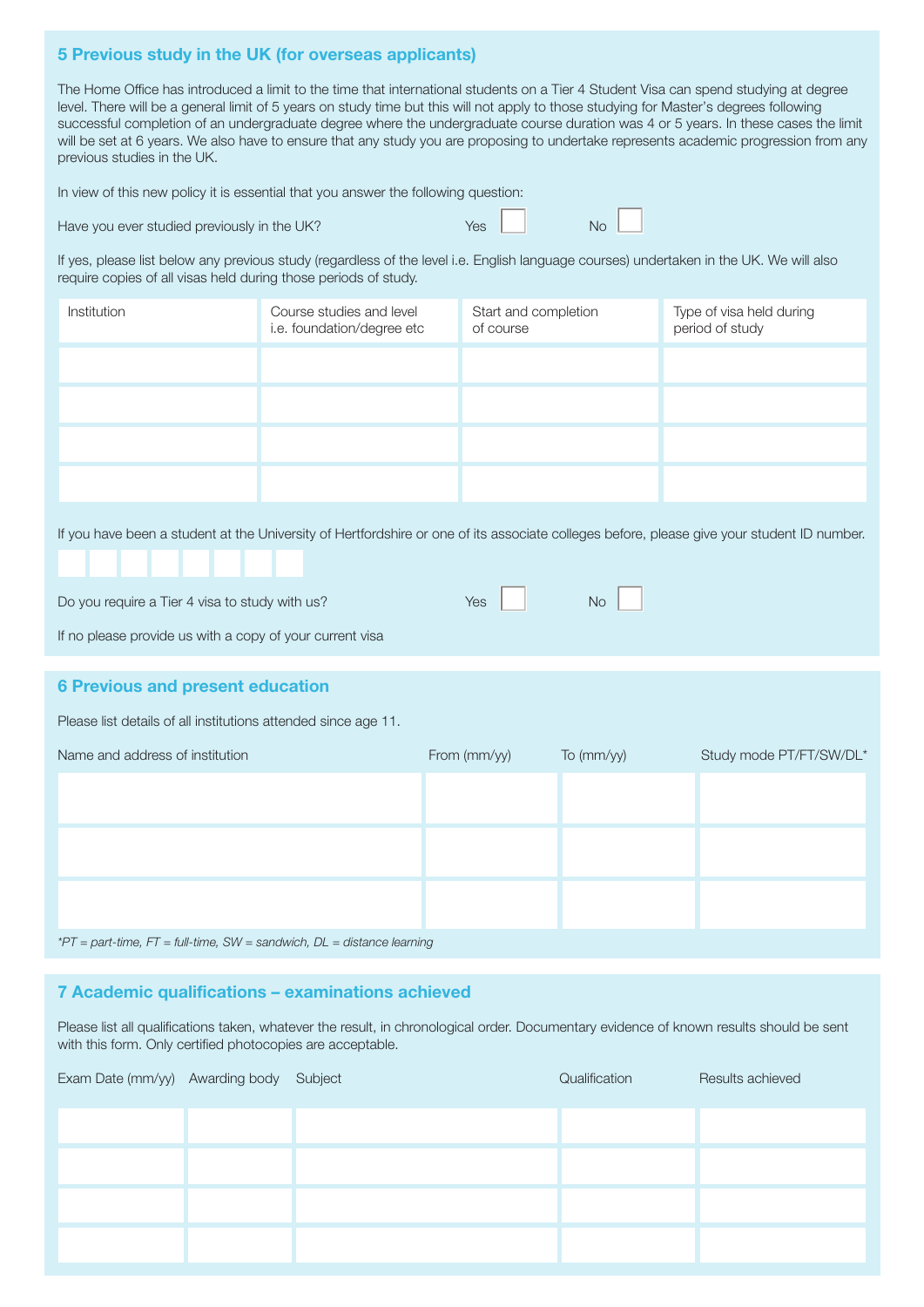## 5 Previous study in the UK (for overseas applicants)

The Home Office has introduced a limit to the time that international students on a Tier 4 Student Visa can spend studying at degree level. There will be a general limit of 5 years on study time but this will not apply to those studying for Master's degrees following successful completion of an undergraduate degree where the undergraduate course duration was 4 or 5 years. In these cases the limit will be set at 6 years. We also have to ensure that any study you are proposing to undertake represents academic progression from any previous studies in the UK.

In view of this new policy it is essential that you answer the following question:

Have you ever studied previously in the UK? Yes ☐ No ☐

If yes, please list below any previous study (regardless of the level i.e. English language courses) undertaken in the UK. We will also require copies of all visas held during those periods of study.

| Institution | Course studies and level i.e. foundation/degree etc | Start and completion of course | Type of visa held during period of study |
|---|---|---|---|
| | | | |
| | | | |
| | | | |
| | | | |

If you have been a student at the University of Hertfordshire or one of its associate colleges before, please give your student ID number.

☐☐☐☐☐☐☐☐

Do you require a Tier 4 visa to study with us? Yes ☐ No ☐

If no please provide us with a copy of your current visa

## 6 Previous and present education

Please list details of all institutions attended since age 11.

| Name and address of institution | From (mm/yy) | To (mm/yy) | Study mode PT/FT/SW/DL* |
|---|---|---|---|
| | | | |
| | | | |
| | | | |

*PT = part-time, FT = full-time, SW = sandwich, DL = distance learning*

## 7 Academic qualifications – examinations achieved

Please list all qualifications taken, whatever the result, in chronological order. Documentary evidence of known results should be sent with this form. Only certified photocopies are acceptable.

| Exam Date (mm/yy) | Awarding body | Subject | Qualification | Results achieved |
|---|---|---|---|---|
| | | | | |
| | | | | |
| | | | | |
| | | | | |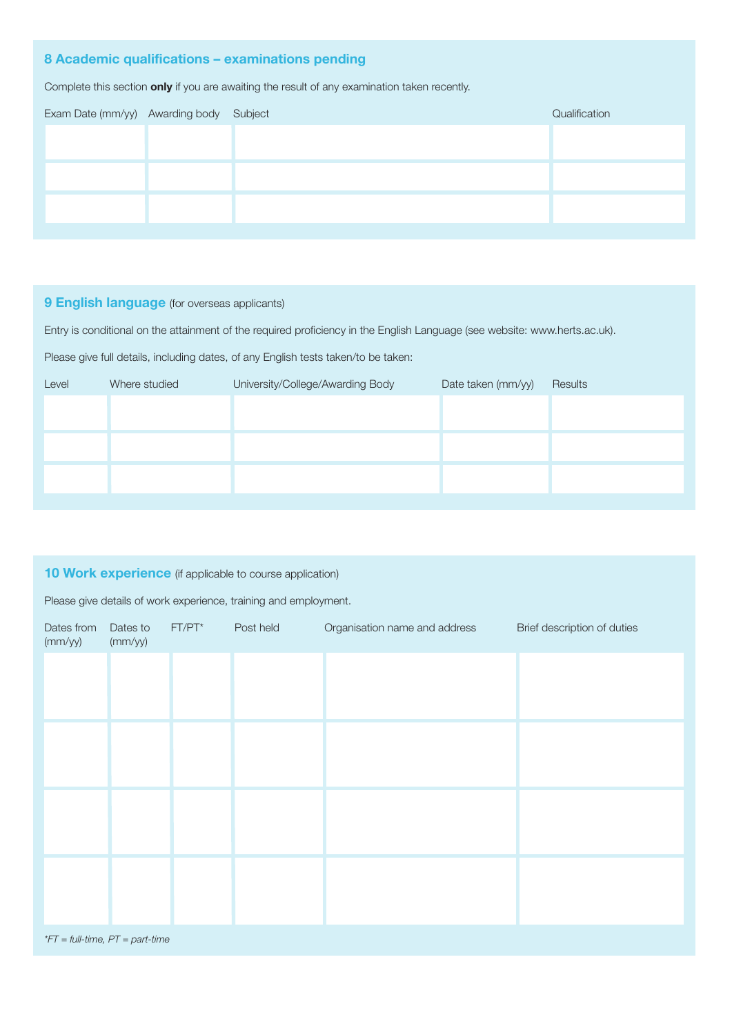## 8 Academic qualifications – examinations pending

Complete this section **only** if you are awaiting the result of any examination taken recently.

| Exam Date (mm/yy) | Awarding body | Subject | Qualification |
|---|---|---|---|
| | | | |
| | | | |
| | | | |

## 9 English language (for overseas applicants)

Entry is conditional on the attainment of the required proficiency in the English Language (see website: www.herts.ac.uk).

Please give full details, including dates, of any English tests taken/to be taken:

| Level | Where studied | University/College/Awarding Body | Date taken (mm/yy) | Results |
|---|---|---|---|---|
| | | | | |
| | | | | |
| | | | | |

## 10 Work experience (if applicable to course application)

Please give details of work experience, training and employment.

| Dates from (mm/yy) | Dates to (mm/yy) | FT/PT* | Post held | Organisation name and address | Brief description of duties |
|---|---|---|---|---|---|
| | | | | | |
| | | | | | |
| | | | | | |
| | | | | | |

*\*FT = full-time, PT = part-time*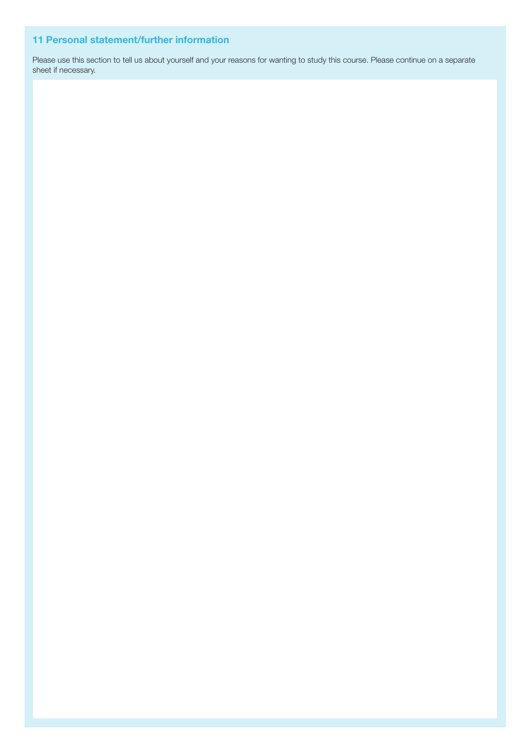### 11 Personal statement/further information

Please use this section to tell us about yourself and your reasons for wanting to study this course. Please continue on a separate sheet if necessary.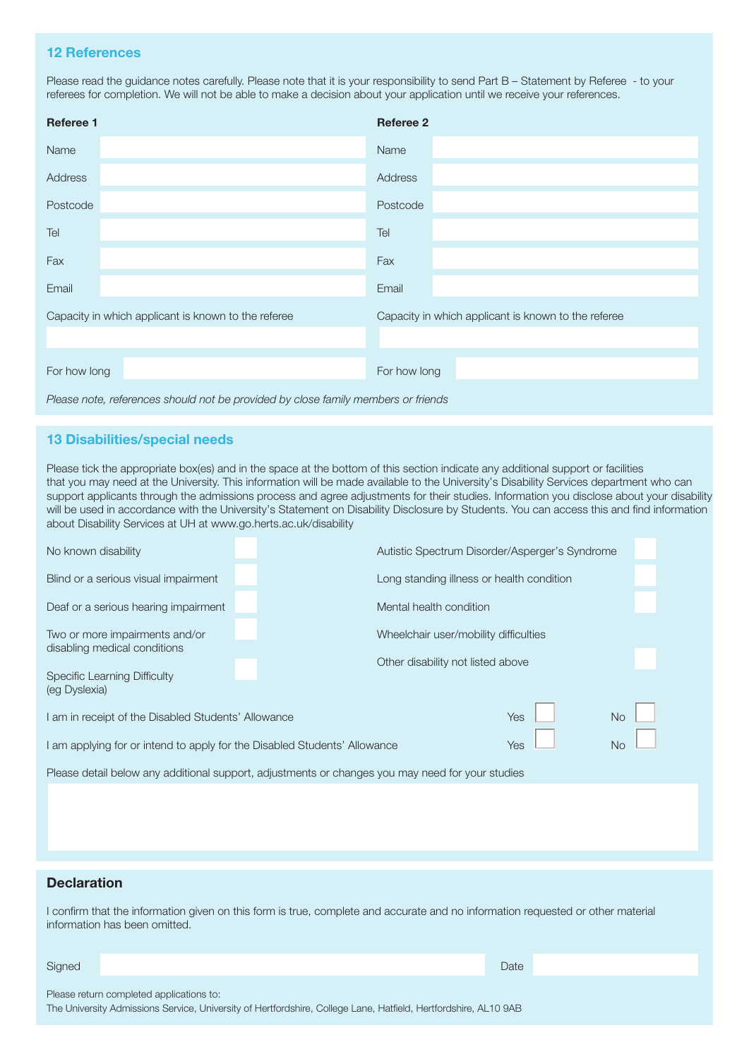## 12 References

Please read the guidance notes carefully. Please note that it is your responsibility to send Part B – Statement by Referee - to your referees for completion. We will not be able to make a decision about your application until we receive your references.

| Referee 1 | | Referee 2 | |
|---|---|---|---|
| Name | | Name | |
| Address | | Address | |
| Postcode | | Postcode | |
| Tel | | Tel | |
| Fax | | Fax | |
| Email | | Email | |
| Capacity in which applicant is known to the referee | | Capacity in which applicant is known to the referee | |
| For how long | | For how long | |

*Please note, references should not be provided by close family members or friends*

## 13 Disabilities/special needs

Please tick the appropriate box(es) and in the space at the bottom of this section indicate any additional support or facilities that you may need at the University. This information will be made available to the University's Disability Services department who can support applicants through the admissions process and agree adjustments for their studies. Information you disclose about your disability will be used in accordance with the University's Statement on Disability Disclosure by Students. You can access this and find information about Disability Services at UH at www.go.herts.ac.uk/disability

| | | | |
|---|---|---|---|
| No known disability | ☐ | Autistic Spectrum Disorder/Asperger's Syndrome | ☐ |
| Blind or a serious visual impairment | ☐ | Long standing illness or health condition | ☐ |
| Deaf or a serious hearing impairment | ☐ | Mental health condition | ☐ |
| Two or more impairments and/or disabling medical conditions | ☐ | Wheelchair user/mobility difficulties | |
| Specific Learning Difficulty (eg Dyslexia) | ☐ | Other disability not listed above | ☐ |

I am in receipt of the Disabled Students' Allowance — Yes ☐ No ☐

I am applying for or intend to apply for the Disabled Students' Allowance — Yes ☐ No ☐

Please detail below any additional support, adjustments or changes you may need for your studies

## Declaration

I confirm that the information given on this form is true, complete and accurate and no information requested or other material information has been omitted.

Signed __________ Date __________

Please return completed applications to:
The University Admissions Service, University of Hertfordshire, College Lane, Hatfield, Hertfordshire, AL10 9AB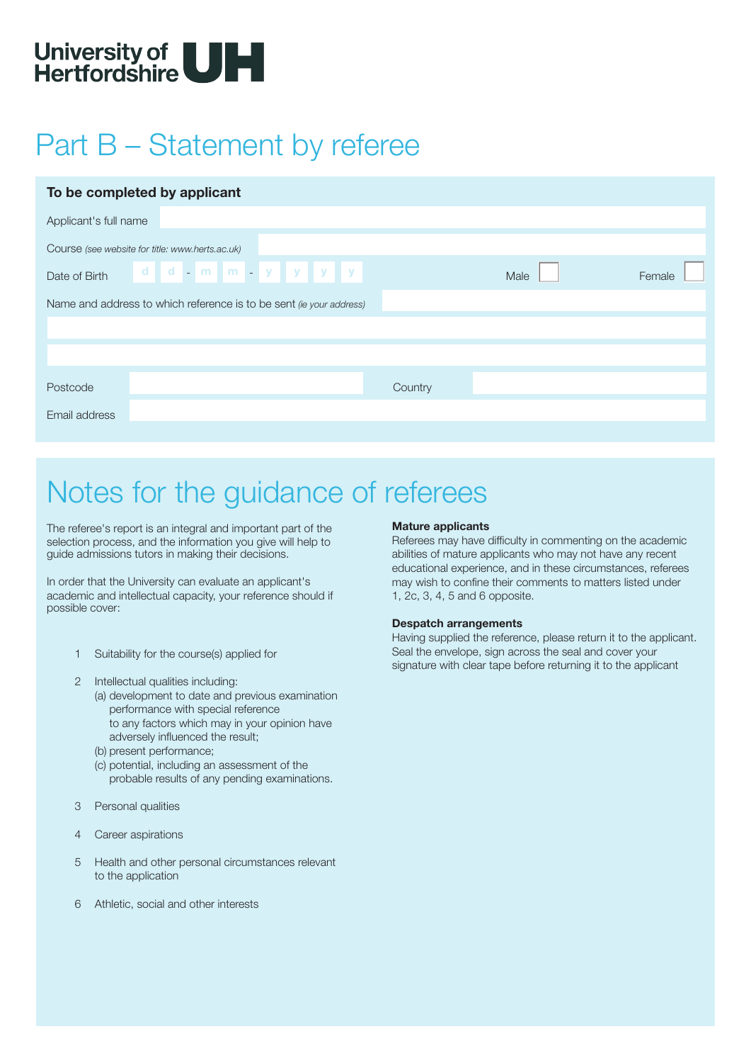University of Hertfordshire UH

# Part B – Statement by referee

**To be completed by applicant**

Applicant's full name

Course *(see website for title: www.herts.ac.uk)*

Date of Birth d d - m m - y y y y    Male ☐    Female ☐

Name and address to which reference is to be sent *(ie your address)*

Postcode    Country

Email address

# Notes for the guidance of referees

The referee's report is an integral and important part of the selection process, and the information you give will help to guide admissions tutors in making their decisions.

In order that the University can evaluate an applicant's academic and intellectual capacity, your reference should if possible cover:

1. Suitability for the course(s) applied for
2. Intellectual qualities including:
   - (a) development to date and previous examination performance with special reference to any factors which may in your opinion have adversely influenced the result;
   - (b) present performance;
   - (c) potential, including an assessment of the probable results of any pending examinations.
3. Personal qualities
4. Career aspirations
5. Health and other personal circumstances relevant to the application
6. Athletic, social and other interests

**Mature applicants**
Referees may have difficulty in commenting on the academic abilities of mature applicants who may not have any recent educational experience, and in these circumstances, referees may wish to confine their comments to matters listed under 1, 2c, 3, 4, 5 and 6 opposite.

**Despatch arrangements**
Having supplied the reference, please return it to the applicant. Seal the envelope, sign across the seal and cover your signature with clear tape before returning it to the applicant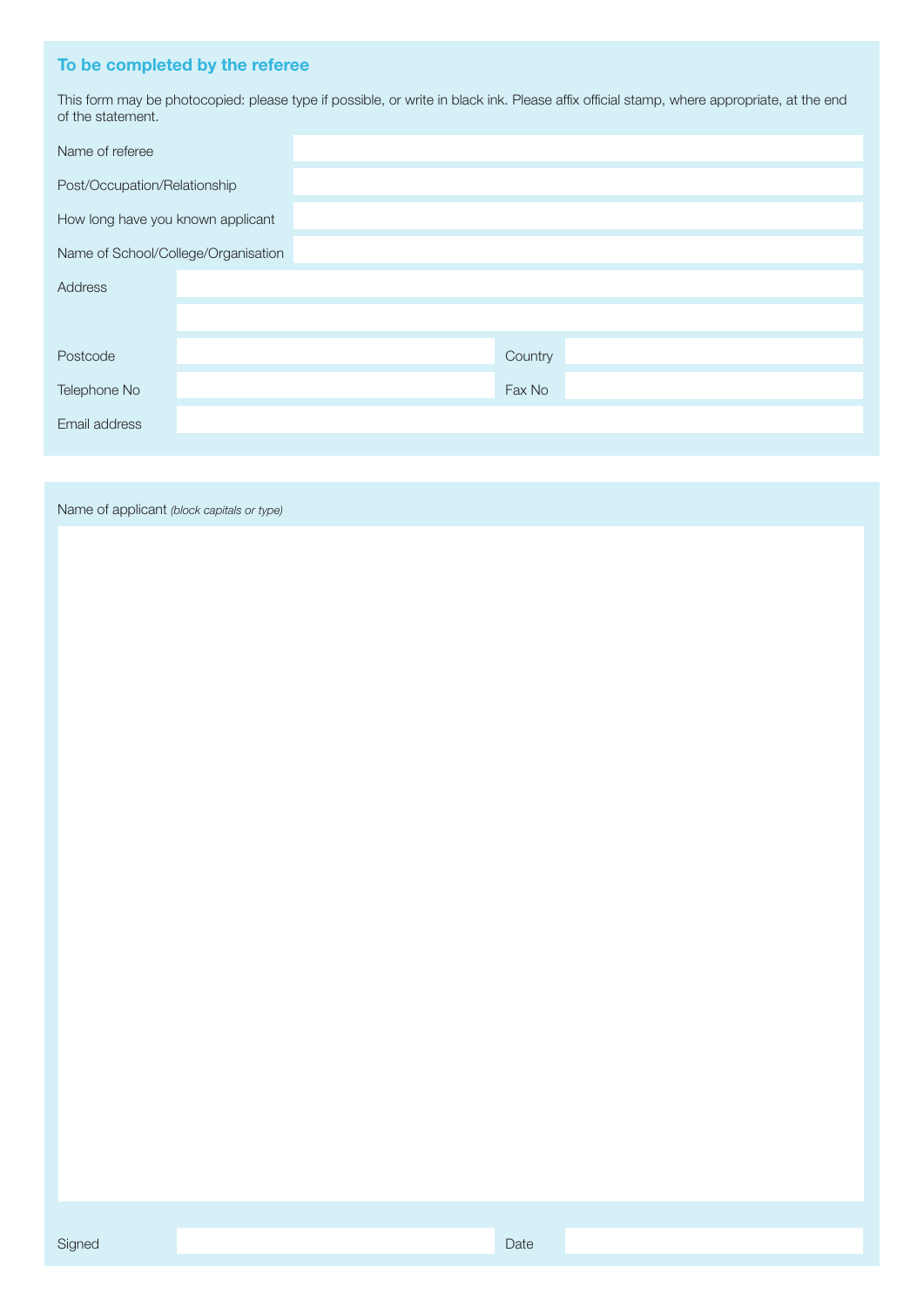## To be completed by the referee

This form may be photocopied: please type if possible, or write in black ink. Please affix official stamp, where appropriate, at the end of the statement.

Name of referee

Post/Occupation/Relationship

How long have you known applicant

Name of School/College/Organisation

Address

Postcode

Country

Telephone No

Fax No

Email address

Name of applicant *(block capitals or type)*

Signed

Date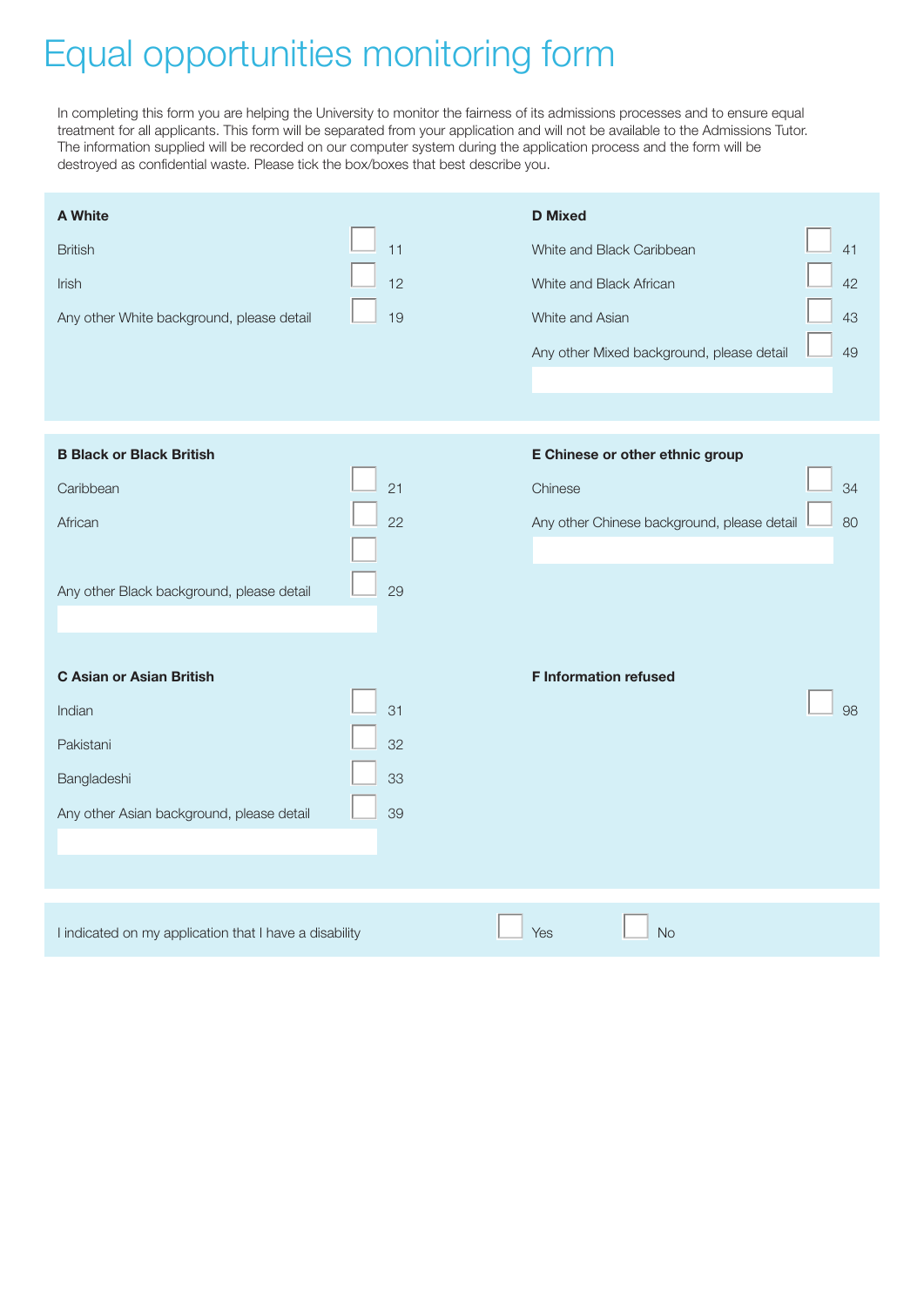# Equal opportunities monitoring form

In completing this form you are helping the University to monitor the fairness of its admissions processes and to ensure equal treatment for all applicants. This form will be separated from your application and will not be available to the Admissions Tutor. The information supplied will be recorded on our computer system during the application process and the form will be destroyed as confidential waste. Please tick the box/boxes that best describe you.

**A White**

- British ☐ 11
- Irish ☐ 12
- Any other White background, please detail ☐ 19

**D Mixed**

- White and Black Caribbean ☐ 41
- White and Black African ☐ 42
- White and Asian ☐ 43
- Any other Mixed background, please detail ☐ 49

**B Black or Black British**

- Caribbean ☐ 21
- African ☐ 22
- ☐
- Any other Black background, please detail ☐ 29

**E Chinese or other ethnic group**

- Chinese ☐ 34
- Any other Chinese background, please detail ☐ 80

**C Asian or Asian British**

- Indian ☐ 31
- Pakistani ☐ 32
- Bangladeshi ☐ 33
- Any other Asian background, please detail ☐ 39

**F Information refused**

- ☐ 98

I indicated on my application that I have a disability ☐ Yes ☐ No